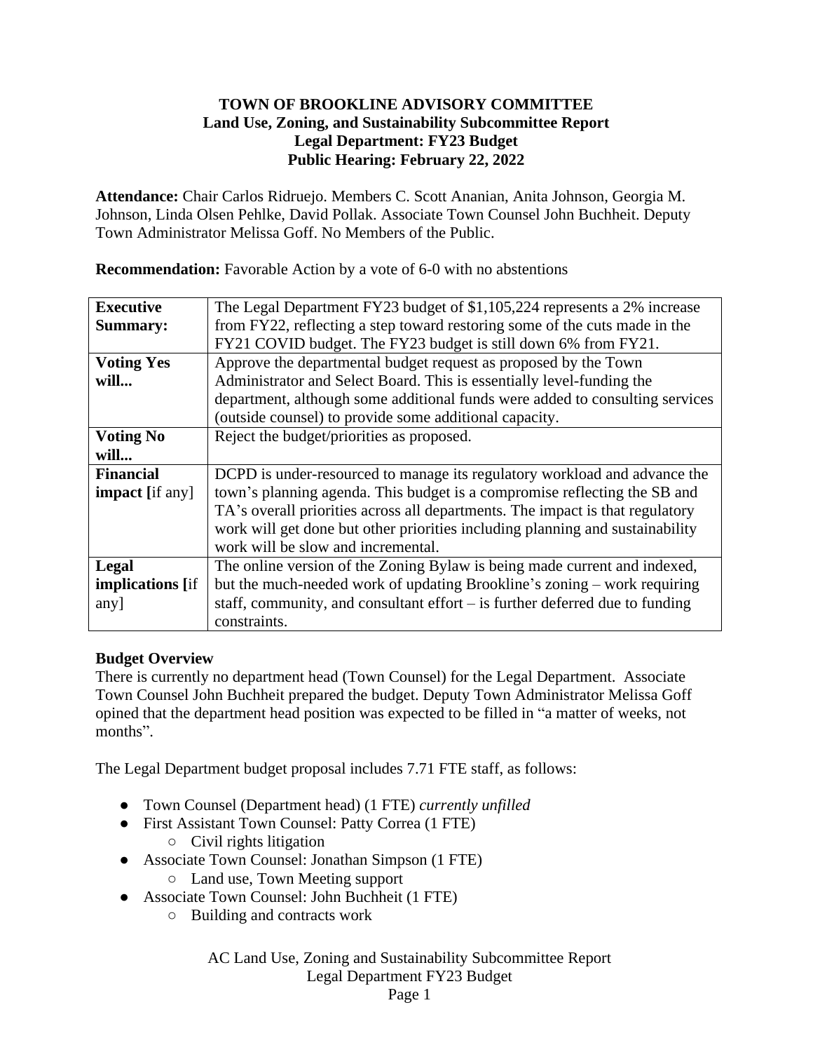**TOWN OF BROOKLINE ADVISORY COMMITTEE**
**Land Use, Zoning, and Sustainability Subcommittee Report**
**Legal Department: FY23 Budget**
**Public Hearing: February 22, 2022**

**Attendance:** Chair Carlos Ridruejo. Members C. Scott Ananian, Anita Johnson, Georgia M. Johnson, Linda Olsen Pehlke, David Pollak. Associate Town Counsel John Buchheit. Deputy Town Administrator Melissa Goff. No Members of the Public.

**Recommendation:** Favorable Action by a vote of 6-0 with no abstentions

| | |
|---|---|
| **Executive Summary:** | The Legal Department FY23 budget of $1,105,224 represents a 2% increase from FY22, reflecting a step toward restoring some of the cuts made in the FY21 COVID budget. The FY23 budget is still down 6% from FY21. |
| **Voting Yes will...** | Approve the departmental budget request as proposed by the Town Administrator and Select Board. This is essentially level-funding the department, although some additional funds were added to consulting services (outside counsel) to provide some additional capacity. |
| **Voting No will...** | Reject the budget/priorities as proposed. |
| **Financial impact [**if any] | DCPD is under-resourced to manage its regulatory workload and advance the town's planning agenda. This budget is a compromise reflecting the SB and TA's overall priorities across all departments. The impact is that regulatory work will get done but other priorities including planning and sustainability work will be slow and incremental. |
| **Legal implications [**if any] | The online version of the Zoning Bylaw is being made current and indexed, but the much-needed work of updating Brookline's zoning – work requiring staff, community, and consultant effort – is further deferred due to funding constraints. |

**Budget Overview**

There is currently no department head (Town Counsel) for the Legal Department. Associate Town Counsel John Buchheit prepared the budget. Deputy Town Administrator Melissa Goff opined that the department head position was expected to be filled in "a matter of weeks, not months".

The Legal Department budget proposal includes 7.71 FTE staff, as follows:

- Town Counsel (Department head) (1 FTE) *currently unfilled*
- First Assistant Town Counsel: Patty Correa (1 FTE)
  - Civil rights litigation
- Associate Town Counsel: Jonathan Simpson (1 FTE)
  - Land use, Town Meeting support
- Associate Town Counsel: John Buchheit (1 FTE)
  - Building and contracts work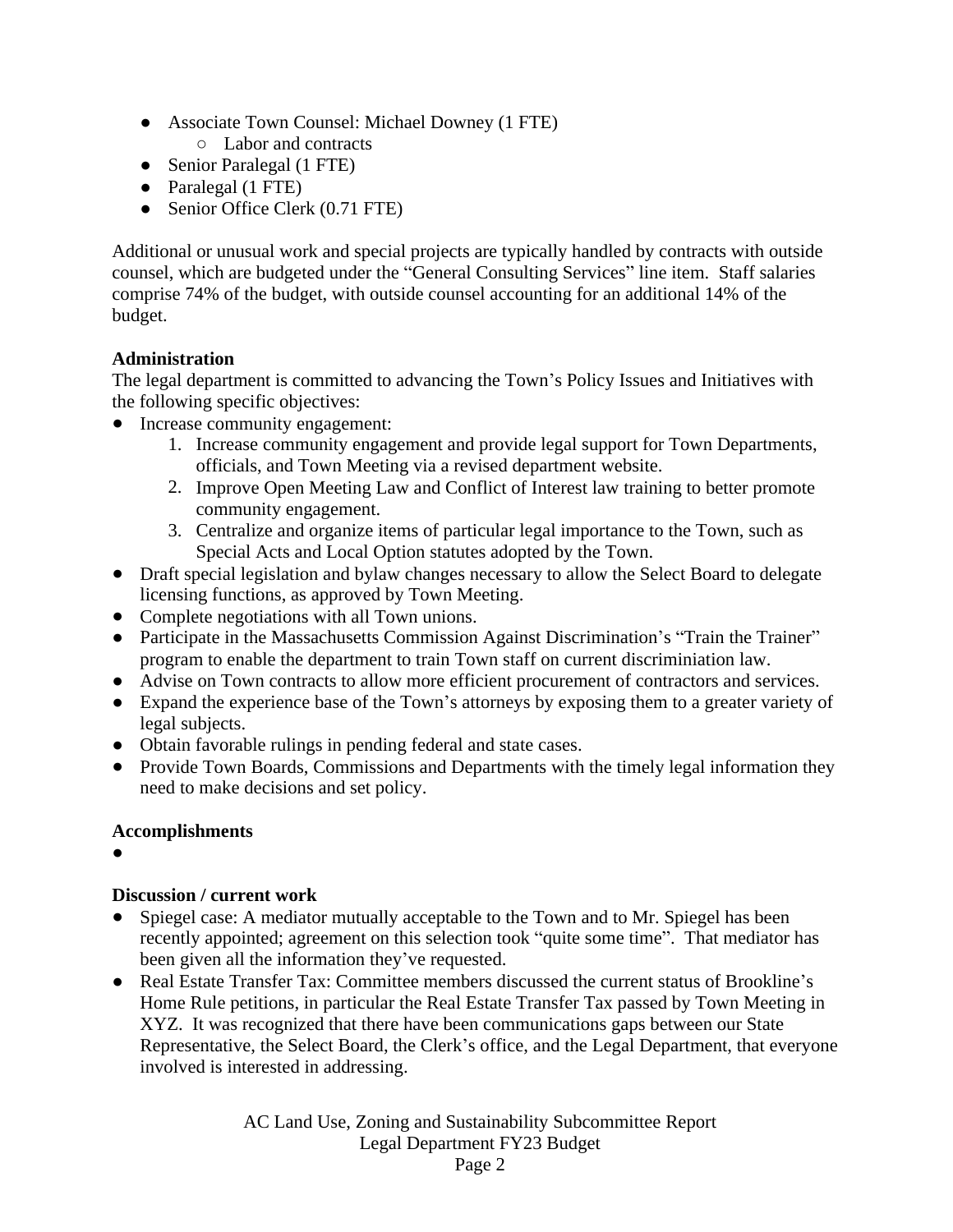- Associate Town Counsel: Michael Downey (1 FTE)
  - Labor and contracts
- Senior Paralegal (1 FTE)
- Paralegal (1 FTE)
- Senior Office Clerk (0.71 FTE)

Additional or unusual work and special projects are typically handled by contracts with outside counsel, which are budgeted under the "General Consulting Services" line item. Staff salaries comprise 74% of the budget, with outside counsel accounting for an additional 14% of the budget.

**Administration**

The legal department is committed to advancing the Town's Policy Issues and Initiatives with the following specific objectives:

- Increase community engagement:
  1. Increase community engagement and provide legal support for Town Departments, officials, and Town Meeting via a revised department website.
  2. Improve Open Meeting Law and Conflict of Interest law training to better promote community engagement.
  3. Centralize and organize items of particular legal importance to the Town, such as Special Acts and Local Option statutes adopted by the Town.
- Draft special legislation and bylaw changes necessary to allow the Select Board to delegate licensing functions, as approved by Town Meeting.
- Complete negotiations with all Town unions.
- Participate in the Massachusetts Commission Against Discrimination's "Train the Trainer" program to enable the department to train Town staff on current discriminiation law.
- Advise on Town contracts to allow more efficient procurement of contractors and services.
- Expand the experience base of the Town's attorneys by exposing them to a greater variety of legal subjects.
- Obtain favorable rulings in pending federal and state cases.
- Provide Town Boards, Commissions and Departments with the timely legal information they need to make decisions and set policy.

**Accomplishments**

-

**Discussion / current work**

- Spiegel case: A mediator mutually acceptable to the Town and to Mr. Spiegel has been recently appointed; agreement on this selection took "quite some time". That mediator has been given all the information they've requested.
- Real Estate Transfer Tax: Committee members discussed the current status of Brookline's Home Rule petitions, in particular the Real Estate Transfer Tax passed by Town Meeting in XYZ. It was recognized that there have been communications gaps between our State Representative, the Select Board, the Clerk's office, and the Legal Department, that everyone involved is interested in addressing.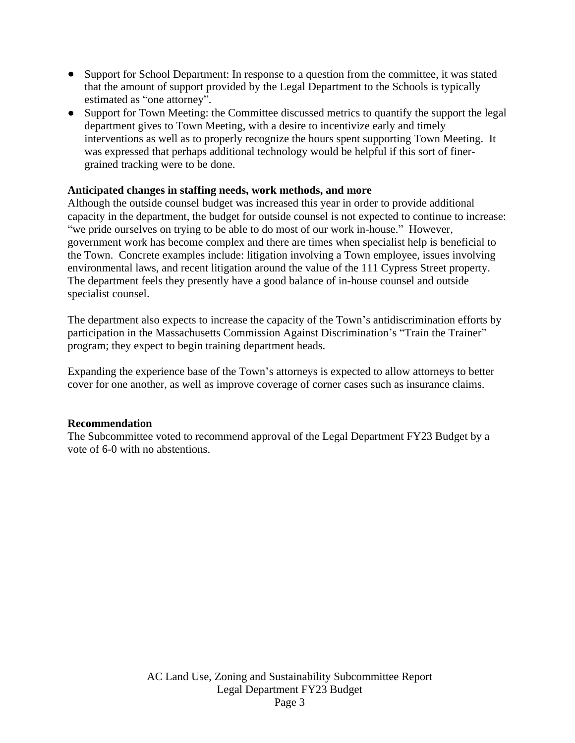- Support for School Department: In response to a question from the committee, it was stated that the amount of support provided by the Legal Department to the Schools is typically estimated as "one attorney".
- Support for Town Meeting: the Committee discussed metrics to quantify the support the legal department gives to Town Meeting, with a desire to incentivize early and timely interventions as well as to properly recognize the hours spent supporting Town Meeting. It was expressed that perhaps additional technology would be helpful if this sort of finer-grained tracking were to be done.

**Anticipated changes in staffing needs, work methods, and more**

Although the outside counsel budget was increased this year in order to provide additional capacity in the department, the budget for outside counsel is not expected to continue to increase: "we pride ourselves on trying to be able to do most of our work in-house." However, government work has become complex and there are times when specialist help is beneficial to the Town. Concrete examples include: litigation involving a Town employee, issues involving environmental laws, and recent litigation around the value of the 111 Cypress Street property. The department feels they presently have a good balance of in-house counsel and outside specialist counsel.

The department also expects to increase the capacity of the Town's antidiscrimination efforts by participation in the Massachusetts Commission Against Discrimination's "Train the Trainer" program; they expect to begin training department heads.

Expanding the experience base of the Town's attorneys is expected to allow attorneys to better cover for one another, as well as improve coverage of corner cases such as insurance claims.

**Recommendation**

The Subcommittee voted to recommend approval of the Legal Department FY23 Budget by a vote of 6-0 with no abstentions.